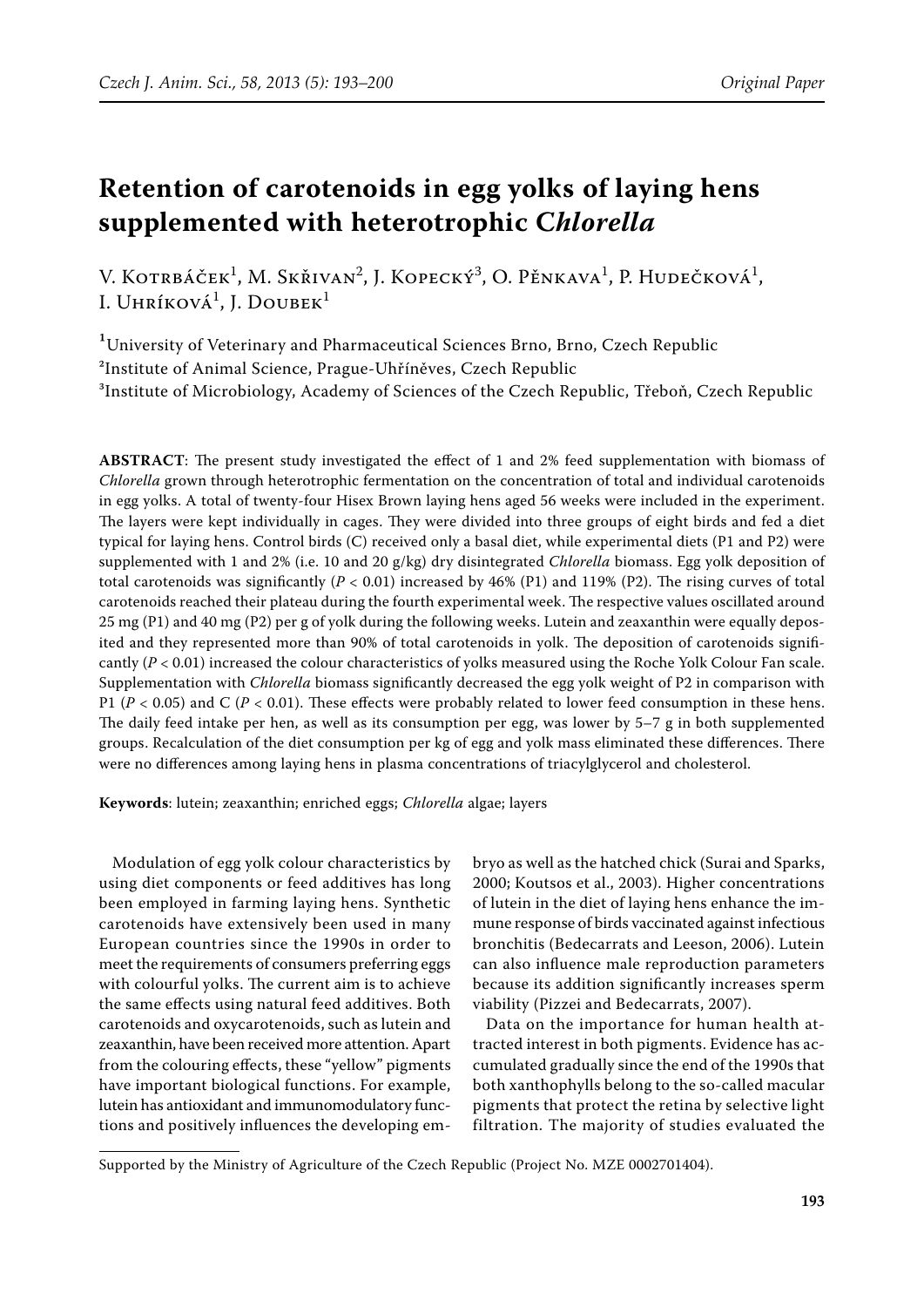# Retention of carotenoids in egg yolks of laying hens supplemented with heterotrophic *Chlorella*

V. Kotrbáček[1], M. Skřivan[2], J. Kopecký[3], O. Pěnkava[1], P. Hudečková[1], I. Uhríková[1], J. Doubek[1]

[1]University of Veterinary and Pharmaceutical Sciences Brno, Brno, Czech Republic
[2]Institute of Animal Science, Prague-Uhříněves, Czech Republic
[3]Institute of Microbiology, Academy of Sciences of the Czech Republic, Třeboň, Czech Republic

**ABSTRACT**: The present study investigated the effect of 1 and 2% feed supplementation with biomass of *Chlorella* grown through heterotrophic fermentation on the concentration of total and individual carotenoids in egg yolks. A total of twenty-four Hisex Brown laying hens aged 56 weeks were included in the experiment. The layers were kept individually in cages. They were divided into three groups of eight birds and fed a diet typical for laying hens. Control birds (C) received only a basal diet, while experimental diets (P1 and P2) were supplemented with 1 and 2% (i.e. 10 and 20 g/kg) dry disintegrated *Chlorella* biomass. Egg yolk deposition of total carotenoids was significantly ($P < 0.01$) increased by 46% (P1) and 119% (P2). The rising curves of total carotenoids reached their plateau during the fourth experimental week. The respective values oscillated around 25 mg (P1) and 40 mg (P2) per g of yolk during the following weeks. Lutein and zeaxanthin were equally deposited and they represented more than 90% of total carotenoids in yolk. The deposition of carotenoids significantly ($P < 0.01$) increased the colour characteristics of yolks measured using the Roche Yolk Colour Fan scale. Supplementation with *Chlorella* biomass significantly decreased the egg yolk weight of P2 in comparison with P1 ($P < 0.05$) and C ($P < 0.01$). These effects were probably related to lower feed consumption in these hens. The daily feed intake per hen, as well as its consumption per egg, was lower by 5–7 g in both supplemented groups. Recalculation of the diet consumption per kg of egg and yolk mass eliminated these differences. There were no differences among laying hens in plasma concentrations of triacylglycerol and cholesterol.

**Keywords**: lutein; zeaxanthin; enriched eggs; *Chlorella* algae; layers

Modulation of egg yolk colour characteristics by using diet components or feed additives has long been employed in farming laying hens. Synthetic carotenoids have extensively been used in many European countries since the 1990s in order to meet the requirements of consumers preferring eggs with colourful yolks. The current aim is to achieve the same effects using natural feed additives. Both carotenoids and oxycarotenoids, such as lutein and zeaxanthin, have been received more attention. Apart from the colouring effects, these "yellow" pigments have important biological functions. For example, lutein has antioxidant and immunomodulatory functions and positively influences the developing embryo as well as the hatched chick (Surai and Sparks, 2000; Koutsos et al., 2003). Higher concentrations of lutein in the diet of laying hens enhance the immune response of birds vaccinated against infectious bronchitis (Bedecarrats and Leeson, 2006). Lutein can also influence male reproduction parameters because its addition significantly increases sperm viability (Pizzei and Bedecarrats, 2007).

Data on the importance for human health attracted interest in both pigments. Evidence has accumulated gradually since the end of the 1990s that both xanthophylls belong to the so-called macular pigments that protect the retina by selective light filtration. The majority of studies evaluated the

Supported by the Ministry of Agriculture of the Czech Republic (Project No. MZE 0002701404).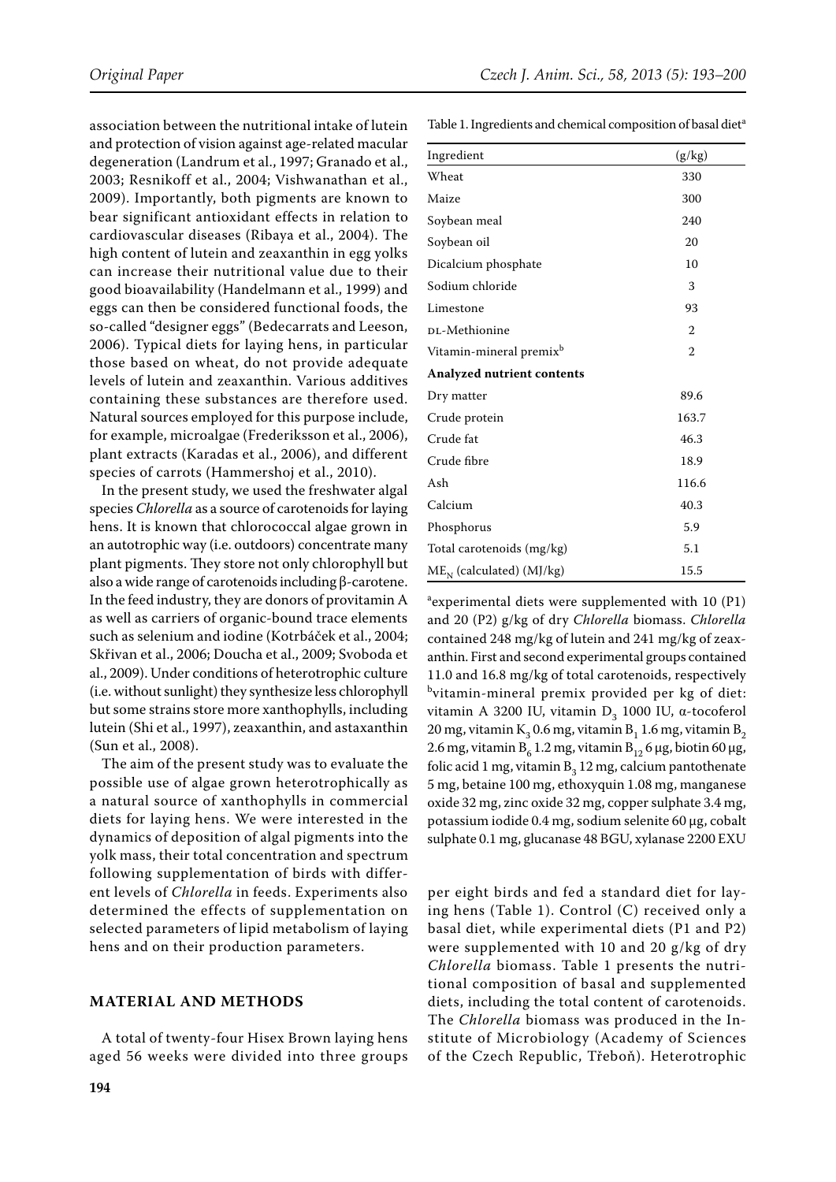association between the nutritional intake of lutein and protection of vision against age-related macular degeneration (Landrum et al., 1997; Granado et al., 2003; Resnikoff et al., 2004; Vishwanathan et al., 2009). Importantly, both pigments are known to bear significant antioxidant effects in relation to cardiovascular diseases (Ribaya et al., 2004). The high content of lutein and zeaxanthin in egg yolks can increase their nutritional value due to their good bioavailability (Handelmann et al., 1999) and eggs can then be considered functional foods, the so-called "designer eggs" (Bedecarrats and Leeson, 2006). Typical diets for laying hens, in particular those based on wheat, do not provide adequate levels of lutein and zeaxanthin. Various additives containing these substances are therefore used. Natural sources employed for this purpose include, for example, microalgae (Frederiksson et al., 2006), plant extracts (Karadas et al., 2006), and different species of carrots (Hammershoj et al., 2010).

In the present study, we used the freshwater algal species *Chlorella* as a source of carotenoids for laying hens. It is known that chlorococcal algae grown in an autotrophic way (i.e. outdoors) concentrate many plant pigments. They store not only chlorophyll but also a wide range of carotenoids including β-carotene. In the feed industry, they are donors of provitamin A as well as carriers of organic-bound trace elements such as selenium and iodine (Kotrbáček et al., 2004; Skřivan et al., 2006; Doucha et al., 2009; Svoboda et al., 2009). Under conditions of heterotrophic culture (i.e. without sunlight) they synthesize less chlorophyll but some strains store more xanthophylls, including lutein (Shi et al., 1997), zeaxanthin, and astaxanthin (Sun et al., 2008).

The aim of the present study was to evaluate the possible use of algae grown heterotrophically as a natural source of xanthophylls in commercial diets for laying hens. We were interested in the dynamics of deposition of algal pigments into the yolk mass, their total concentration and spectrum following supplementation of birds with different levels of *Chlorella* in feeds. Experiments also determined the effects of supplementation on selected parameters of lipid metabolism of laying hens and on their production parameters.

## MATERIAL AND METHODS

A total of twenty-four Hisex Brown laying hens aged 56 weeks were divided into three groups per eight birds and fed a standard diet for laying hens (Table 1). Control (C) received only a basal diet, while experimental diets (P1 and P2) were supplemented with 10 and 20 g/kg of dry *Chlorella* biomass. Table 1 presents the nutritional composition of basal and supplemented diets, including the total content of carotenoids. The *Chlorella* biomass was produced in the Institute of Microbiology (Academy of Sciences of the Czech Republic, Třeboň). Heterotrophic

Table 1. Ingredients and chemical composition of basal diet[a]

| Ingredient | (g/kg) |
|---|---|
| Wheat | 330 |
| Maize | 300 |
| Soybean meal | 240 |
| Soybean oil | 20 |
| Dicalcium phosphate | 10 |
| Sodium chloride | 3 |
| Limestone | 93 |
| DL-Methionine | 2 |
| Vitamin-mineral premix[b] | 2 |
| **Analyzed nutrient contents** | |
| Dry matter | 89.6 |
| Crude protein | 163.7 |
| Crude fat | 46.3 |
| Crude fibre | 18.9 |
| Ash | 116.6 |
| Calcium | 40.3 |
| Phosphorus | 5.9 |
| Total carotenoids (mg/kg) | 5.1 |
| $ME_N$ (calculated) (MJ/kg) | 15.5 |

[a]experimental diets were supplemented with 10 (P1) and 20 (P2) g/kg of dry *Chlorella* biomass. *Chlorella* contained 248 mg/kg of lutein and 241 mg/kg of zeaxanthin. First and second experimental groups contained 11.0 and 16.8 mg/kg of total carotenoids, respectively
[b]vitamin-mineral premix provided per kg of diet: vitamin A 3200 IU, vitamin $D_3$ 1000 IU, α-tocoferol 20 mg, vitamin $K_3$ 0.6 mg, vitamin $B_1$ 1.6 mg, vitamin $B_2$ 2.6 mg, vitamin $B_6$ 1.2 mg, vitamin $B_{12}$ 6 μg, biotin 60 μg, folic acid 1 mg, vitamin $B_3$ 12 mg, calcium pantothenate 5 mg, betaine 100 mg, ethoxyquin 1.08 mg, manganese oxide 32 mg, zinc oxide 32 mg, copper sulphate 3.4 mg, potassium iodide 0.4 mg, sodium selenite 60 μg, cobalt sulphate 0.1 mg, glucanase 48 BGU, xylanase 2200 EXU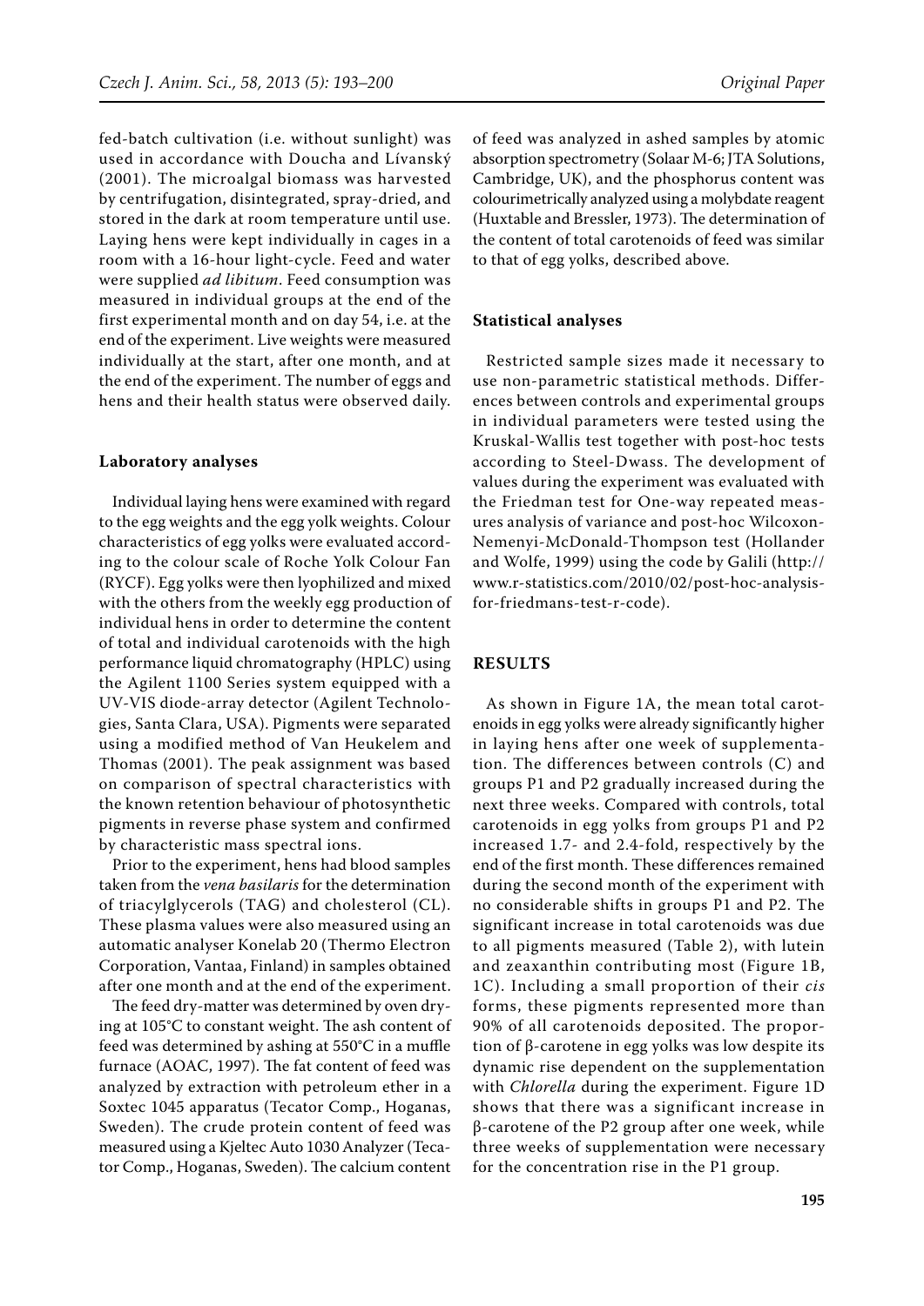fed-batch cultivation (i.e. without sunlight) was used in accordance with Doucha and Lívanský (2001). The microalgal biomass was harvested by centrifugation, disintegrated, spray-dried, and stored in the dark at room temperature until use. Laying hens were kept individually in cages in a room with a 16-hour light-cycle. Feed and water were supplied *ad libitum*. Feed consumption was measured in individual groups at the end of the first experimental month and on day 54, i.e. at the end of the experiment. Live weights were measured individually at the start, after one month, and at the end of the experiment. The number of eggs and hens and their health status were observed daily.

### Laboratory analyses

Individual laying hens were examined with regard to the egg weights and the egg yolk weights. Colour characteristics of egg yolks were evaluated according to the colour scale of Roche Yolk Colour Fan (RYCF). Egg yolks were then lyophilized and mixed with the others from the weekly egg production of individual hens in order to determine the content of total and individual carotenoids with the high performance liquid chromatography (HPLC) using the Agilent 1100 Series system equipped with a UV-VIS diode-array detector (Agilent Technologies, Santa Clara, USA). Pigments were separated using a modified method of Van Heukelem and Thomas (2001). The peak assignment was based on comparison of spectral characteristics with the known retention behaviour of photosynthetic pigments in reverse phase system and confirmed by characteristic mass spectral ions.

Prior to the experiment, hens had blood samples taken from the *vena basilaris* for the determination of triacylglycerols (TAG) and cholesterol (CL). These plasma values were also measured using an automatic analyser Konelab 20 (Thermo Electron Corporation, Vantaa, Finland) in samples obtained after one month and at the end of the experiment.

The feed dry-matter was determined by oven drying at 105°C to constant weight. The ash content of feed was determined by ashing at 550°C in a muffle furnace (AOAC, 1997). The fat content of feed was analyzed by extraction with petroleum ether in a Soxtec 1045 apparatus (Tecator Comp., Hoganas, Sweden). The crude protein content of feed was measured using a Kjeltec Auto 1030 Analyzer (Tecator Comp., Hoganas, Sweden). The calcium content of feed was analyzed in ashed samples by atomic absorption spectrometry (Solaar M-6; JTA Solutions, Cambridge, UK), and the phosphorus content was colourimetrically analyzed using a molybdate reagent (Huxtable and Bressler, 1973). The determination of the content of total carotenoids of feed was similar to that of egg yolks, described above.

### Statistical analyses

Restricted sample sizes made it necessary to use non-parametric statistical methods. Differences between controls and experimental groups in individual parameters were tested using the Kruskal-Wallis test together with post-hoc tests according to Steel-Dwass. The development of values during the experiment was evaluated with the Friedman test for One-way repeated measures analysis of variance and post-hoc Wilcoxon-Nemenyi-McDonald-Thompson test (Hollander and Wolfe, 1999) using the code by Galili (http://www.r-statistics.com/2010/02/post-hoc-analysis-for-friedmans-test-r-code).

## RESULTS

As shown in Figure 1A, the mean total carotenoids in egg yolks were already significantly higher in laying hens after one week of supplementation. The differences between controls (C) and groups P1 and P2 gradually increased during the next three weeks. Compared with controls, total carotenoids in egg yolks from groups P1 and P2 increased 1.7- and 2.4-fold, respectively by the end of the first month. These differences remained during the second month of the experiment with no considerable shifts in groups P1 and P2. The significant increase in total carotenoids was due to all pigments measured (Table 2), with lutein and zeaxanthin contributing most (Figure 1B, 1C). Including a small proportion of their *cis* forms, these pigments represented more than 90% of all carotenoids deposited. The proportion of β-carotene in egg yolks was low despite its dynamic rise dependent on the supplementation with *Chlorella* during the experiment. Figure 1D shows that there was a significant increase in β-carotene of the P2 group after one week, while three weeks of supplementation were necessary for the concentration rise in the P1 group.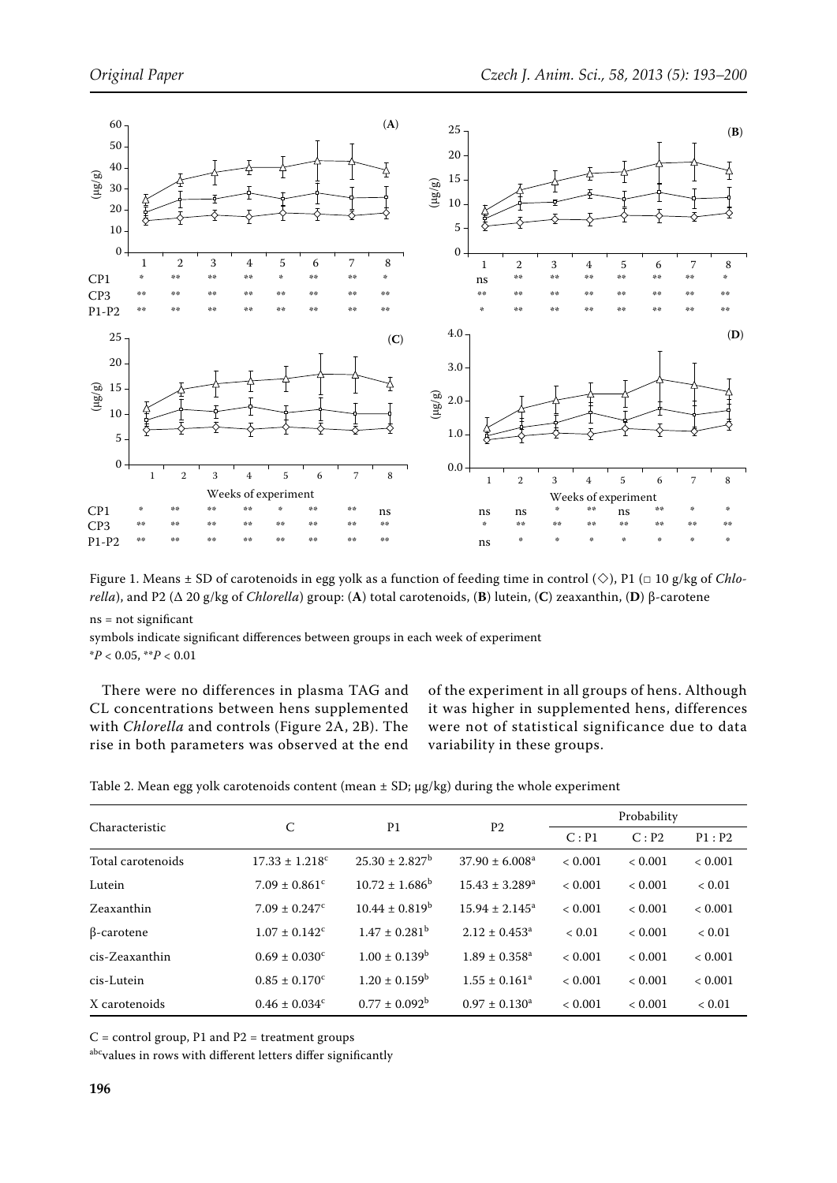Figure 1. Means ± SD of carotenoids in egg yolk as a function of feeding time in control (◇), P1 (□ 10 g/kg of *Chlorella*), and P2 (Δ 20 g/kg of *Chlorella*) group: (**A**) total carotenoids, (**B**) lutein, (**C**) zeaxanthin, (**D**) β-carotene

ns = not significant

symbols indicate significant differences between groups in each week of experiment

$^{*}P < 0.05$, $^{**}P < 0.01$

There were no differences in plasma TAG and CL concentrations between hens supplemented with *Chlorella* and controls (Figure 2A, 2B). The rise in both parameters was observed at the end of the experiment in all groups of hens. Although it was higher in supplemented hens, differences were not of statistical significance due to data variability in these groups.

Table 2. Mean egg yolk carotenoids content (mean ± SD; μg/kg) during the whole experiment

| Characteristic | C | P1 | P2 | Probability | | |
|---|---|---|---|---|---|---|
| | | | | C : P1 | C : P2 | P1 : P2 |
| Total carotenoids | 17.33 ± 1.218[c] | 25.30 ± 2.827[b] | 37.90 ± 6.008[a] | < 0.001 | < 0.001 | < 0.001 |
| Lutein | 7.09 ± 0.861[c] | 10.72 ± 1.686[b] | 15.43 ± 3.289[a] | < 0.001 | < 0.001 | < 0.01 |
| Zeaxanthin | 7.09 ± 0.247[c] | 10.44 ± 0.819[b] | 15.94 ± 2.145[a] | < 0.001 | < 0.001 | < 0.001 |
| β-carotene | 1.07 ± 0.142[c] | 1.47 ± 0.281[b] | 2.12 ± 0.453[a] | < 0.01 | < 0.001 | < 0.01 |
| cis-Zeaxanthin | 0.69 ± 0.030[c] | 1.00 ± 0.139[b] | 1.89 ± 0.358[a] | < 0.001 | < 0.001 | < 0.001 |
| cis-Lutein | 0.85 ± 0.170[c] | 1.20 ± 0.159[b] | 1.55 ± 0.161[a] | < 0.001 | < 0.001 | < 0.001 |
| X carotenoids | 0.46 ± 0.034[c] | 0.77 ± 0.092[b] | 0.97 ± 0.130[a] | < 0.001 | < 0.001 | < 0.01 |

C = control group, P1 and P2 = treatment groups

[abc]values in rows with different letters differ significantly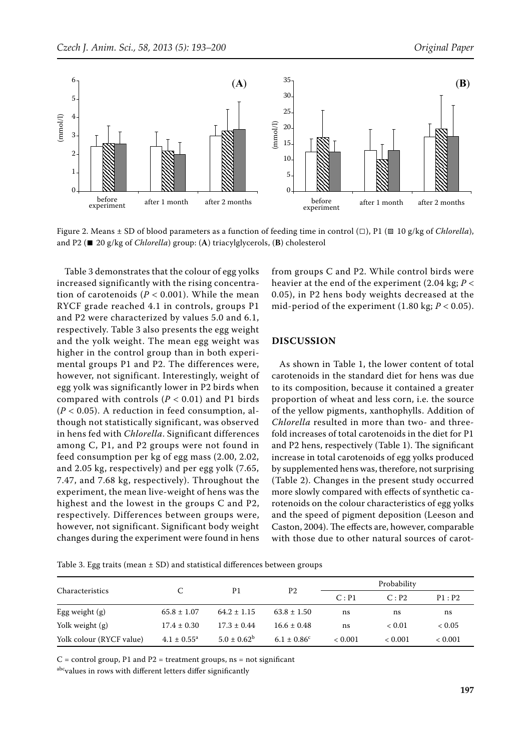Figure 2. Means ± SD of blood parameters as a function of feeding time in control (□), P1 (▧ 10 g/kg of *Chlorella*), and P2 (■ 20 g/kg of *Chlorella*) group: (**A**) triacylglycerols, (**B**) cholesterol

Table 3 demonstrates that the colour of egg yolks increased significantly with the rising concentration of carotenoids ($P < 0.001$). While the mean RYCF grade reached 4.1 in controls, groups P1 and P2 were characterized by values 5.0 and 6.1, respectively. Table 3 also presents the egg weight and the yolk weight. The mean egg weight was higher in the control group than in both experimental groups P1 and P2. The differences were, however, not significant. Interestingly, weight of egg yolk was significantly lower in P2 birds when compared with controls ($P < 0.01$) and P1 birds ($P < 0.05$). A reduction in feed consumption, although not statistically significant, was observed in hens fed with *Chlorella*. Significant differences among C, P1, and P2 groups were not found in feed consumption per kg of egg mass (2.00, 2.02, and 2.05 kg, respectively) and per egg yolk (7.65, 7.47, and 7.68 kg, respectively). Throughout the experiment, the mean live-weight of hens was the highest and the lowest in the groups C and P2, respectively. Differences between groups were, however, not significant. Significant body weight changes during the experiment were found in hens from groups C and P2. While control birds were heavier at the end of the experiment (2.04 kg; $P < 0.05$), in P2 hens body weights decreased at the mid-period of the experiment (1.80 kg; $P < 0.05$).

## DISCUSSION

As shown in Table 1, the lower content of total carotenoids in the standard diet for hens was due to its composition, because it contained a greater proportion of wheat and less corn, i.e. the source of the yellow pigments, xanthophylls. Addition of *Chlorella* resulted in more than two- and threefold increases of total carotenoids in the diet for P1 and P2 hens, respectively (Table 1). The significant increase in total carotenoids of egg yolks produced by supplemented hens was, therefore, not surprising (Table 2). Changes in the present study occurred more slowly compared with effects of synthetic carotenoids on the colour characteristics of egg yolks and the speed of pigment deposition (Leeson and Caston, 2004). The effects are, however, comparable with those due to other natural sources of carot-

Table 3. Egg traits (mean ± SD) and statistical differences between groups

| Characteristics | C | P1 | P2 | Probability | | |
|---|---|---|---|---|---|---|
| | | | | C : P1 | C : P2 | P1 : P2 |
| Egg weight (g) | 65.8 ± 1.07 | 64.2 ± 1.15 | 63.8 ± 1.50 | ns | ns | ns |
| Yolk weight (g) | 17.4 ± 0.30 | 17.3 ± 0.44 | 16.6 ± 0.48 | ns | < 0.01 | < 0.05 |
| Yolk colour (RYCF value) | 4.1 ± 0.55[a] | 5.0 ± 0.62[b] | 6.1 ± 0.86[c] | < 0.001 | < 0.001 | < 0.001 |

C = control group, P1 and P2 = treatment groups, ns = not significant

[abc]values in rows with different letters differ significantly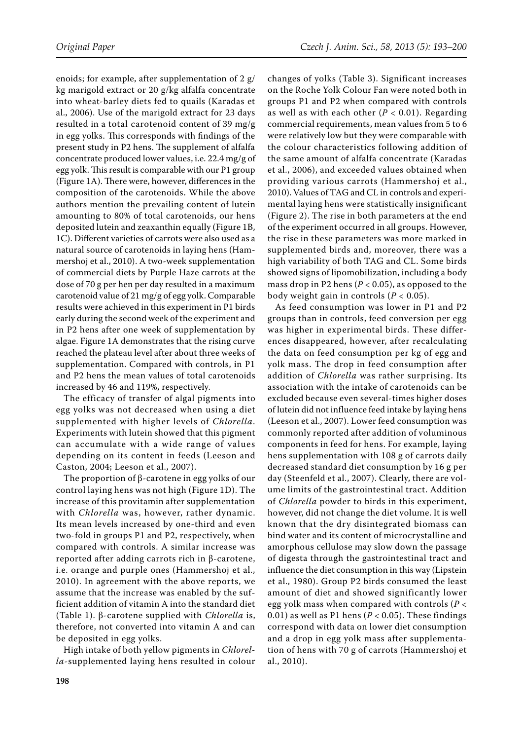enoids; for example, after supplementation of 2 g/kg marigold extract or 20 g/kg alfalfa concentrate into wheat-barley diets fed to quails (Karadas et al., 2006). Use of the marigold extract for 23 days resulted in a total carotenoid content of 39 mg/g in egg yolks. This corresponds with findings of the present study in P2 hens. The supplement of alfalfa concentrate produced lower values, i.e. 22.4 mg/g of egg yolk. This result is comparable with our P1 group (Figure 1A). There were, however, differences in the composition of the carotenoids. While the above authors mention the prevailing content of lutein amounting to 80% of total carotenoids, our hens deposited lutein and zeaxanthin equally (Figure 1B, 1C). Different varieties of carrots were also used as a natural source of carotenoids in laying hens (Hammershoj et al., 2010). A two-week supplementation of commercial diets by Purple Haze carrots at the dose of 70 g per hen per day resulted in a maximum carotenoid value of 21 mg/g of egg yolk. Comparable results were achieved in this experiment in P1 birds early during the second week of the experiment and in P2 hens after one week of supplementation by algae. Figure 1A demonstrates that the rising curve reached the plateau level after about three weeks of supplementation. Compared with controls, in P1 and P2 hens the mean values of total carotenoids increased by 46 and 119%, respectively.

The efficacy of transfer of algal pigments into egg yolks was not decreased when using a diet supplemented with higher levels of *Chlorella*. Experiments with lutein showed that this pigment can accumulate with a wide range of values depending on its content in feeds (Leeson and Caston, 2004; Leeson et al., 2007).

The proportion of β-carotene in egg yolks of our control laying hens was not high (Figure 1D). The increase of this provitamin after supplementation with *Chlorella* was, however, rather dynamic. Its mean levels increased by one-third and even two-fold in groups P1 and P2, respectively, when compared with controls. A similar increase was reported after adding carrots rich in β-carotene, i.e. orange and purple ones (Hammershoj et al., 2010). In agreement with the above reports, we assume that the increase was enabled by the sufficient addition of vitamin A into the standard diet (Table 1). β-carotene supplied with *Chlorella* is, therefore, not converted into vitamin A and can be deposited in egg yolks.

High intake of both yellow pigments in *Chlorella*-supplemented laying hens resulted in colour changes of yolks (Table 3). Significant increases on the Roche Yolk Colour Fan were noted both in groups P1 and P2 when compared with controls as well as with each other ($P < 0.01$). Regarding commercial requirements, mean values from 5 to 6 were relatively low but they were comparable with the colour characteristics following addition of the same amount of alfalfa concentrate (Karadas et al., 2006), and exceeded values obtained when providing various carrots (Hammershoj et al., 2010). Values of TAG and CL in controls and experimental laying hens were statistically insignificant (Figure 2). The rise in both parameters at the end of the experiment occurred in all groups. However, the rise in these parameters was more marked in supplemented birds and, moreover, there was a high variability of both TAG and CL. Some birds showed signs of lipomobilization, including a body mass drop in P2 hens ($P < 0.05$), as opposed to the body weight gain in controls ($P < 0.05$).

As feed consumption was lower in P1 and P2 groups than in controls, feed conversion per egg was higher in experimental birds. These differences disappeared, however, after recalculating the data on feed consumption per kg of egg and yolk mass. The drop in feed consumption after addition of *Chlorella* was rather surprising. Its association with the intake of carotenoids can be excluded because even several-times higher doses of lutein did not influence feed intake by laying hens (Leeson et al., 2007). Lower feed consumption was commonly reported after addition of voluminous components in feed for hens. For example, laying hens supplementation with 108 g of carrots daily decreased standard diet consumption by 16 g per day (Steenfeld et al., 2007). Clearly, there are volume limits of the gastrointestinal tract. Addition of *Chlorella* powder to birds in this experiment, however, did not change the diet volume. It is well known that the dry disintegrated biomass can bind water and its content of microcrystalline and amorphous cellulose may slow down the passage of digesta through the gastrointestinal tract and influence the diet consumption in this way (Lipstein et al., 1980). Group P2 birds consumed the least amount of diet and showed significantly lower egg yolk mass when compared with controls ($P < 0.01$) as well as P1 hens ($P < 0.05$). These findings correspond with data on lower diet consumption and a drop in egg yolk mass after supplementation of hens with 70 g of carrots (Hammershoj et al., 2010).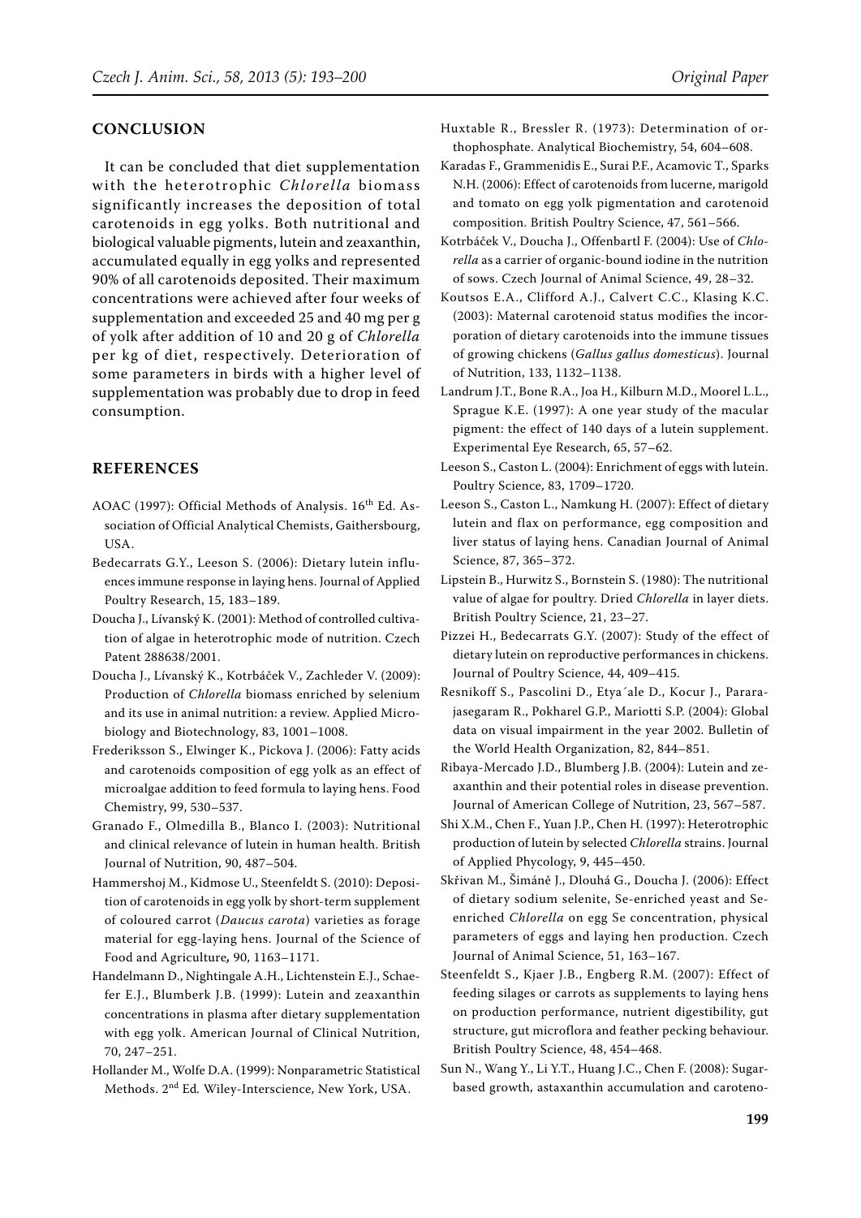## CONCLUSION

It can be concluded that diet supplementation with the heterotrophic *Chlorella* biomass significantly increases the deposition of total carotenoids in egg yolks. Both nutritional and biological valuable pigments, lutein and zeaxanthin, accumulated equally in egg yolks and represented 90% of all carotenoids deposited. Their maximum concentrations were achieved after four weeks of supplementation and exceeded 25 and 40 mg per g of yolk after addition of 10 and 20 g of *Chlorella* per kg of diet, respectively. Deterioration of some parameters in birds with a higher level of supplementation was probably due to drop in feed consumption.

## REFERENCES

AOAC (1997): Official Methods of Analysis. 16th Ed. Association of Official Analytical Chemists, Gaithersbourg, USA.

Bedecarrats G.Y., Leeson S. (2006): Dietary lutein influences immune response in laying hens. Journal of Applied Poultry Research, 15, 183–189.

Doucha J., Lívanský K. (2001): Method of controlled cultivation of algae in heterotrophic mode of nutrition. Czech Patent 288638/2001.

Doucha J., Lívanský K., Kotrbáček V., Zachleder V. (2009): Production of *Chlorella* biomass enriched by selenium and its use in animal nutrition: a review. Applied Microbiology and Biotechnology, 83, 1001–1008.

Frederiksson S., Elwinger K., Pickova J. (2006): Fatty acids and carotenoids composition of egg yolk as an effect of microalgae addition to feed formula to laying hens. Food Chemistry, 99, 530–537.

Granado F., Olmedilla B., Blanco I. (2003): Nutritional and clinical relevance of lutein in human health. British Journal of Nutrition, 90, 487–504.

Hammershoj M., Kidmose U., Steenfeldt S. (2010): Deposition of carotenoids in egg yolk by short-term supplement of coloured carrot (*Daucus carota*) varieties as forage material for egg-laying hens. Journal of the Science of Food and Agriculture, 90, 1163–1171.

Handelmann D., Nightingale A.H., Lichtenstein E.J., Schaefer E.J., Blumberk J.B. (1999): Lutein and zeaxanthin concentrations in plasma after dietary supplementation with egg yolk. American Journal of Clinical Nutrition, 70, 247–251.

Hollander M., Wolfe D.A. (1999): Nonparametric Statistical Methods. 2nd Ed. Wiley-Interscience, New York, USA.

Huxtable R., Bressler R. (1973): Determination of orthophosphate. Analytical Biochemistry, 54, 604–608.

Karadas F., Grammenidis E., Surai P.F., Acamovic T., Sparks N.H. (2006): Effect of carotenoids from lucerne, marigold and tomato on egg yolk pigmentation and carotenoid composition. British Poultry Science, 47, 561–566.

Kotrbáček V., Doucha J., Offenbartl F. (2004): Use of *Chlorella* as a carrier of organic-bound iodine in the nutrition of sows. Czech Journal of Animal Science, 49, 28–32.

Koutsos E.A., Clifford A.J., Calvert C.C., Klasing K.C. (2003): Maternal carotenoid status modifies the incorporation of dietary carotenoids into the immune tissues of growing chickens (*Gallus gallus domesticus*). Journal of Nutrition, 133, 1132–1138.

Landrum J.T., Bone R.A., Joa H., Kilburn M.D., Moorel L.L., Sprague K.E. (1997): A one year study of the macular pigment: the effect of 140 days of a lutein supplement. Experimental Eye Research, 65, 57–62.

Leeson S., Caston L. (2004): Enrichment of eggs with lutein. Poultry Science, 83, 1709–1720.

Leeson S., Caston L., Namkung H. (2007): Effect of dietary lutein and flax on performance, egg composition and liver status of laying hens. Canadian Journal of Animal Science, 87, 365–372.

Lipstein B., Hurwitz S., Bornstein S. (1980): The nutritional value of algae for poultry. Dried *Chlorella* in layer diets. British Poultry Science, 21, 23–27.

Pizzei H., Bedecarrats G.Y. (2007): Study of the effect of dietary lutein on reproductive performances in chickens. Journal of Poultry Science, 44, 409–415.

Resnikoff S., Pascolini D., Etya´ale D., Kocur J., Pararajasegaram R., Pokharel G.P., Mariotti S.P. (2004): Global data on visual impairment in the year 2002. Bulletin of the World Health Organization, 82, 844–851.

Ribaya-Mercado J.D., Blumberg J.B. (2004): Lutein and zeaxanthin and their potential roles in disease prevention. Journal of American College of Nutrition, 23, 567–587.

Shi X.M., Chen F., Yuan J.P., Chen H. (1997): Heterotrophic production of lutein by selected *Chlorella* strains. Journal of Applied Phycology, 9, 445–450.

Skřivan M., Šimáně J., Dlouhá G., Doucha J. (2006): Effect of dietary sodium selenite, Se-enriched yeast and Se-enriched *Chlorella* on egg Se concentration, physical parameters of eggs and laying hen production. Czech Journal of Animal Science, 51, 163–167.

Steenfeldt S., Kjaer J.B., Engberg R.M. (2007): Effect of feeding silages or carrots as supplements to laying hens on production performance, nutrient digestibility, gut structure, gut microflora and feather pecking behaviour. British Poultry Science, 48, 454–468.

Sun N., Wang Y., Li Y.T., Huang J.C., Chen F. (2008): Sugar-based growth, astaxanthin accumulation and caroteno-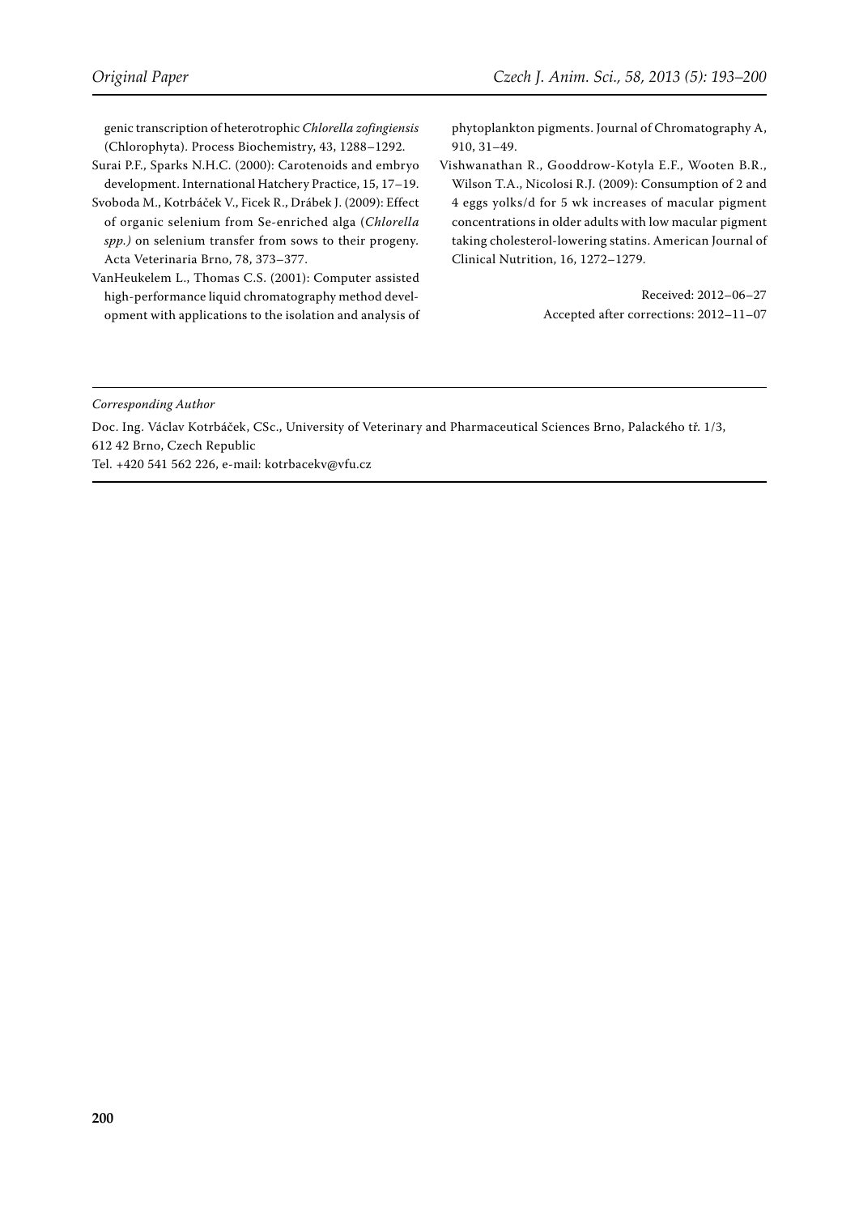genic transcription of heterotrophic *Chlorella zofingiensis* (Chlorophyta). Process Biochemistry, 43, 1288–1292.

Surai P.F., Sparks N.H.C. (2000): Carotenoids and embryo development. International Hatchery Practice, 15, 17–19.

Svoboda M., Kotrbáček V., Ficek R., Drábek J. (2009): Effect of organic selenium from Se-enriched alga (*Chlorella spp.)* on selenium transfer from sows to their progeny. Acta Veterinaria Brno, 78, 373–377.

VanHeukelem L., Thomas C.S. (2001): Computer assisted high-performance liquid chromatography method development with applications to the isolation and analysis of phytoplankton pigments. Journal of Chromatography A, 910, 31–49.

Vishwanathan R., Gooddrow-Kotyla E.F., Wooten B.R., Wilson T.A., Nicolosi R.J. (2009): Consumption of 2 and 4 eggs yolks/d for 5 wk increases of macular pigment concentrations in older adults with low macular pigment taking cholesterol-lowering statins. American Journal of Clinical Nutrition, 16, 1272–1279.

Received: 2012–06–27
Accepted after corrections: 2012–11–07

*Corresponding Author*

Doc. Ing. Václav Kotrbáček, CSc., University of Veterinary and Pharmaceutical Sciences Brno, Palackého tř. 1/3, 612 42 Brno, Czech Republic
Tel. +420 541 562 226, e-mail: kotrbacekv@vfu.cz